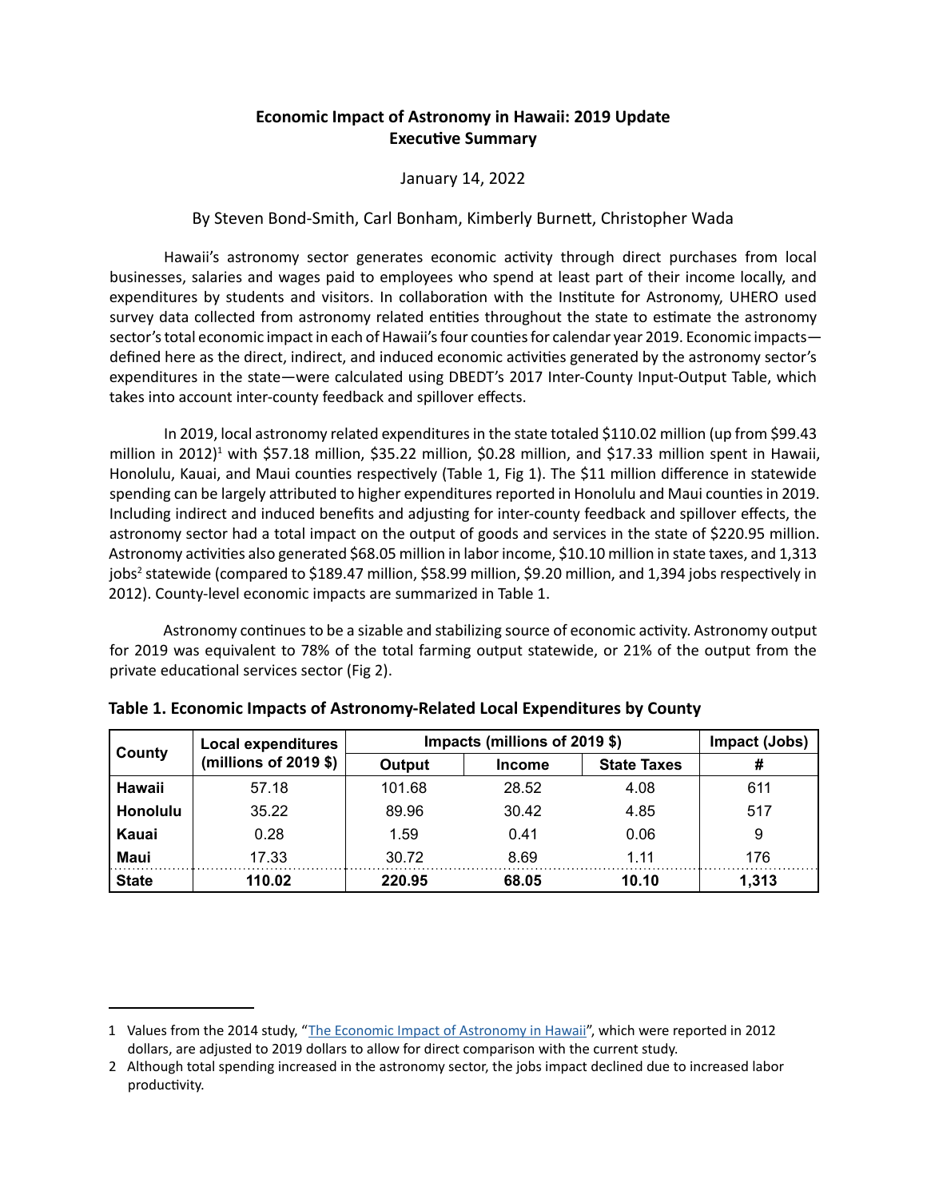# Economic Impact of Astronomy in Hawaii: 2019 Update
## Executive Summary

January 14, 2022

By Steven Bond-Smith, Carl Bonham, Kimberly Burnett, Christopher Wada

Hawaii's astronomy sector generates economic activity through direct purchases from local businesses, salaries and wages paid to employees who spend at least part of their income locally, and expenditures by students and visitors. In collaboration with the Institute for Astronomy, UHERO used survey data collected from astronomy related entities throughout the state to estimate the astronomy sector's total economic impact in each of Hawaii's four counties for calendar year 2019. Economic impacts—defined here as the direct, indirect, and induced economic activities generated by the astronomy sector's expenditures in the state—were calculated using DBEDT's 2017 Inter-County Input-Output Table, which takes into account inter-county feedback and spillover effects.

In 2019, local astronomy related expenditures in the state totaled $110.02 million (up from $99.43 million in 2012)[1] with $57.18 million, $35.22 million, $0.28 million, and $17.33 million spent in Hawaii, Honolulu, Kauai, and Maui counties respectively (Table 1, Fig 1). The $11 million difference in statewide spending can be largely attributed to higher expenditures reported in Honolulu and Maui counties in 2019. Including indirect and induced benefits and adjusting for inter-county feedback and spillover effects, the astronomy sector had a total impact on the output of goods and services in the state of $220.95 million. Astronomy activities also generated $68.05 million in labor income, $10.10 million in state taxes, and 1,313 jobs[2] statewide (compared to $189.47 million, $58.99 million, $9.20 million, and 1,394 jobs respectively in 2012). County-level economic impacts are summarized in Table 1.

Astronomy continues to be a sizable and stabilizing source of economic activity. Astronomy output for 2019 was equivalent to 78% of the total farming output statewide, or 21% of the output from the private educational services sector (Fig 2).

**Table 1. Economic Impacts of Astronomy-Related Local Expenditures by County**

| County | Local expenditures (millions of 2019 $) | Impacts (millions of 2019 $) | | | Impact (Jobs) |
|---|---|---|---|---|---|
| | | Output | Income | State Taxes | # |
| **Hawaii** | 57.18 | 101.68 | 28.52 | 4.08 | 611 |
| **Honolulu** | 35.22 | 89.96 | 30.42 | 4.85 | 517 |
| **Kauai** | 0.28 | 1.59 | 0.41 | 0.06 | 9 |
| **Maui** | 17.33 | 30.72 | 8.69 | 1.11 | 176 |
| **State** | **110.02** | **220.95** | **68.05** | **10.10** | **1,313** |

---

1 Values from the 2014 study, "[The Economic Impact of Astronomy in Hawaii]", which were reported in 2012 dollars, are adjusted to 2019 dollars to allow for direct comparison with the current study.

2 Although total spending increased in the astronomy sector, the jobs impact declined due to increased labor productivity.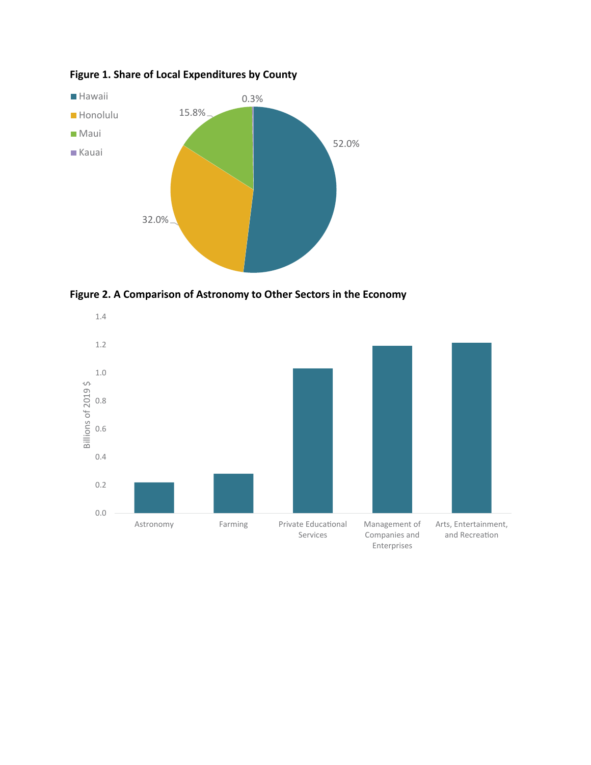**Figure 1. Share of Local Expenditures by County**

Hawaii
Honolulu
Maui
Kauai

0.3%
52.0%
15.8%
32.0%

**Figure 2. A Comparison of Astronomy to Other Sectors in the Economy**

Billions of 2019 $

1.4
1.2
1.0
0.8
0.6
0.4
0.2
0.0

Astronomy
Farming
Private Educational Services
Management of Companies and Enterprises
Arts, Entertainment, and Recreation